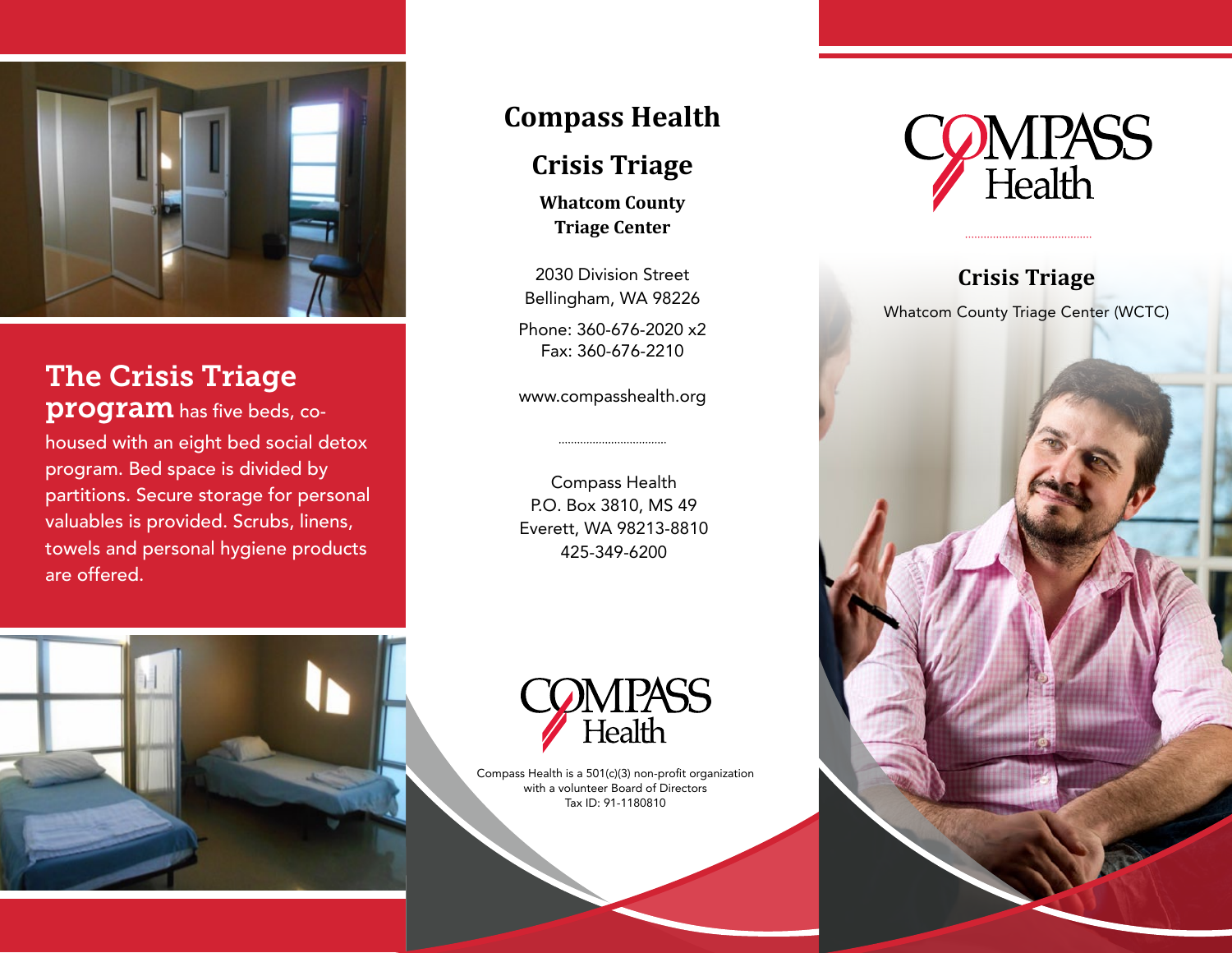**The Crisis Triage program** has five beds, co-housed with an eight bed social detox program. Bed space is divided by partitions. Secure storage for personal valuables is provided. Scrubs, linens, towels and personal hygiene products are offered.

# Compass Health

## Crisis Triage

### Whatcom County Triage Center

2030 Division Street
Bellingham, WA 98226

Phone: 360-676-2020 x2
Fax: 360-676-2210

www.compasshealth.org

Compass Health
P.O. Box 3810, MS 49
Everett, WA 98213-8810
425-349-6200

COMPASS Health

Compass Health is a 501(c)(3) non-profit organization with a volunteer Board of Directors
Tax ID: 91-1180810

COMPASS Health

## Crisis Triage

Whatcom County Triage Center (WCTC)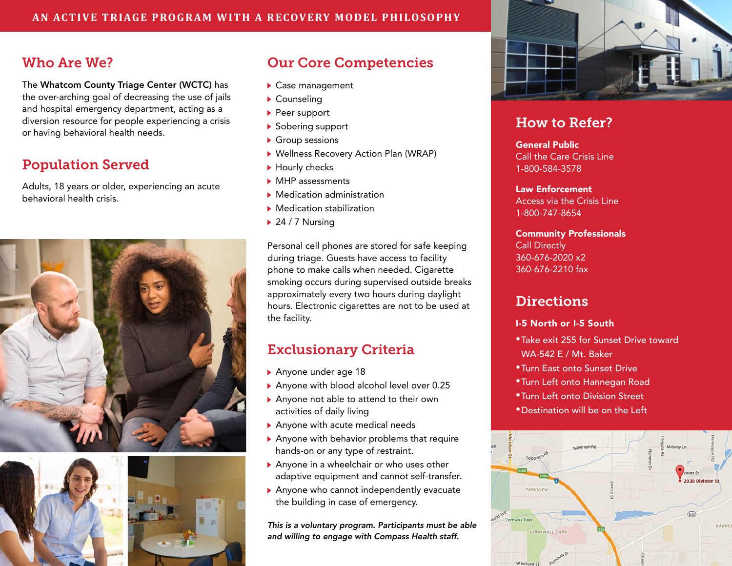**AN ACTIVE TRIAGE PROGRAM WITH A RECOVERY MODEL PHILOSOPHY**

## Who Are We?

The **Whatcom County Triage Center (WCTC)** has the over-arching goal of decreasing the use of jails and hospital emergency department, acting as a diversion resource for people experiencing a crisis or having behavioral health needs.

## Population Served

Adults, 18 years or older, experiencing an acute behavioral health crisis.

## Our Core Competencies

- Case management
- Counseling
- Peer support
- Sobering support
- Group sessions
- Wellness Recovery Action Plan (WRAP)
- Hourly checks
- MHP assessments
- Medication administration
- Medication stabilization
- 24 / 7 Nursing

Personal cell phones are stored for safe keeping during triage. Guests have access to facility phone to make calls when needed. Cigarette smoking occurs during supervised outside breaks approximately every two hours during daylight hours. Electronic cigarettes are not to be used at the facility.

## Exclusionary Criteria

- Anyone under age 18
- Anyone with blood alcohol level over 0.25
- Anyone not able to attend to their own activities of daily living
- Anyone with acute medical needs
- Anyone with behavior problems that require hands-on or any type of restraint.
- Anyone in a wheelchair or who uses other adaptive equipment and cannot self-transfer.
- Anyone who cannot independently evacuate the building in case of emergency.

*This is a voluntary program. Participants must be able and willing to engage with Compass Health staff.*

## How to Refer?

**General Public**
Call the Care Crisis Line
1-800-584-3578

**Law Enforcement**
Access via the Crisis Line
1-800-747-8654

**Community Professionals**
Call Directly
360-676-2020 x2
360-676-2210 fax

## Directions

**I-5 North or I-5 South**

- Take exit 255 for Sunset Drive toward WA-542 E / Mt. Baker
- Turn East onto Sunset Drive
- Turn Left onto Hannegan Road
- Turn Left onto Division Street
- Destination will be on the Left

2030 Division St